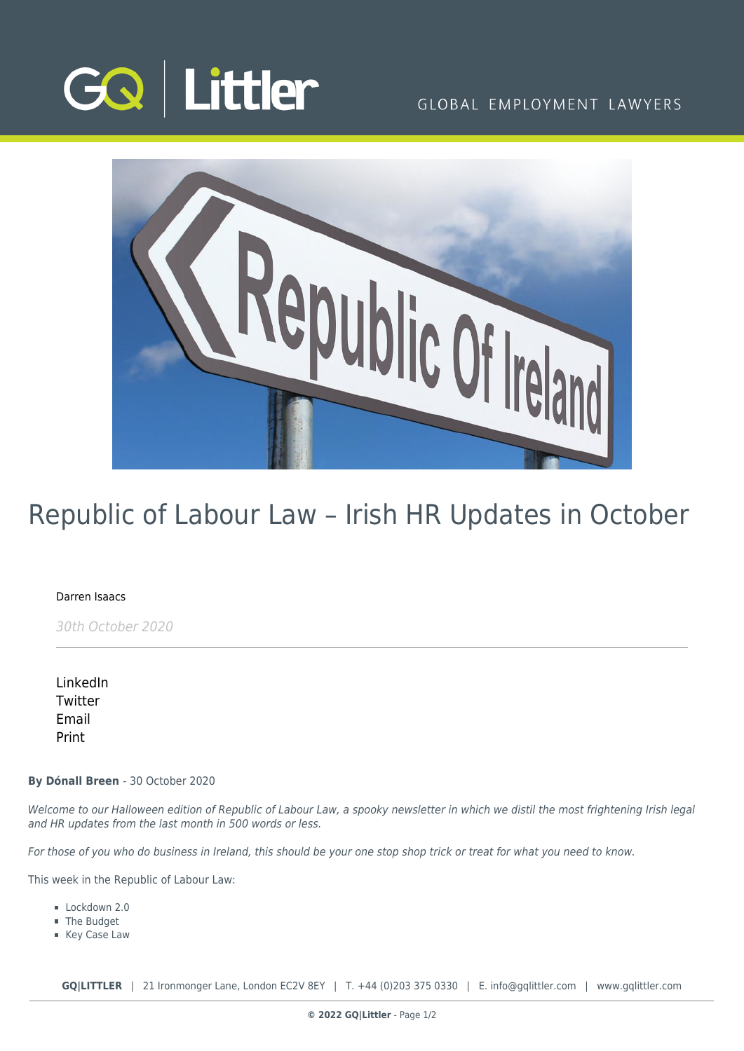# Republic of Labour Law – Irish HR Updates in October

Darren Isaacs

*30th October 2020*

LinkedIn
Twitter
Email
Print

**By Dónall Breen** - 30 October 2020

*Welcome to our Halloween edition of Republic of Labour Law, a spooky newsletter in which we distil the most frightening Irish legal and HR updates from the last month in 500 words or less.*

*For those of you who do business in Ireland, this should be your one stop shop trick or treat for what you need to know.*

This week in the Republic of Labour Law:

- Lockdown 2.0
- The Budget
- Key Case Law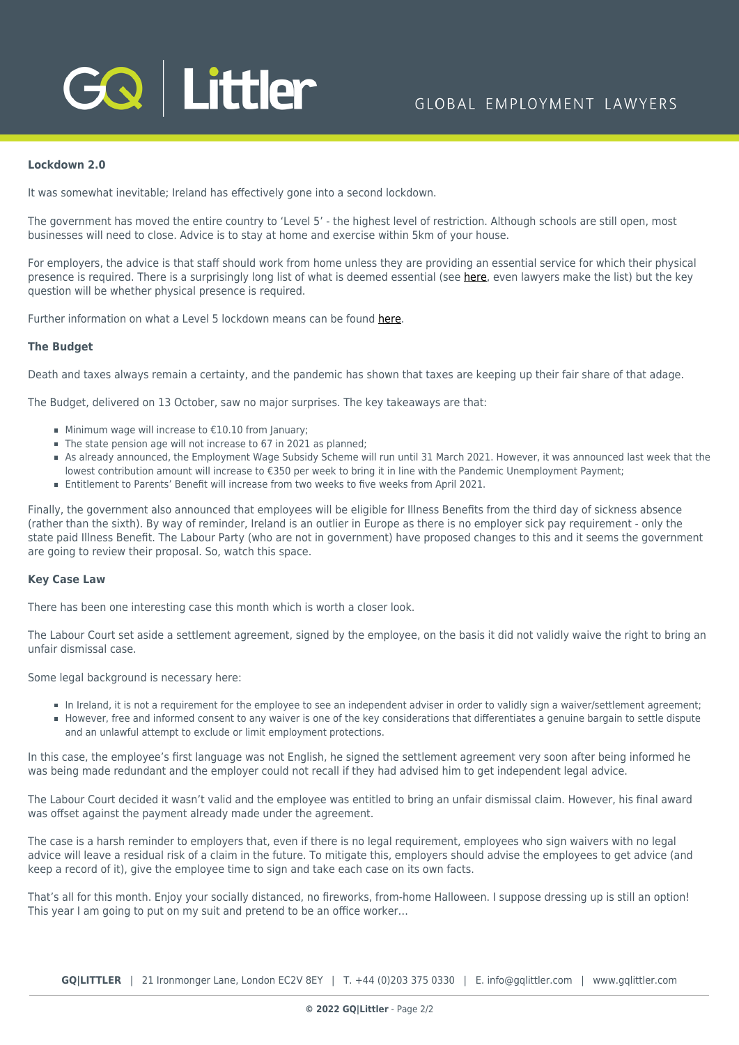**Lockdown 2.0**

It was somewhat inevitable; Ireland has effectively gone into a second lockdown.

The government has moved the entire country to 'Level 5' - the highest level of restriction. Although schools are still open, most businesses will need to close. Advice is to stay at home and exercise within 5km of your house.

For employers, the advice is that staff should work from home unless they are providing an essential service for which their physical presence is required. There is a surprisingly long list of what is deemed essential (see here, even lawyers make the list) but the key question will be whether physical presence is required.

Further information on what a Level 5 lockdown means can be found here.

**The Budget**

Death and taxes always remain a certainty, and the pandemic has shown that taxes are keeping up their fair share of that adage.

The Budget, delivered on 13 October, saw no major surprises. The key takeaways are that:

- Minimum wage will increase to €10.10 from January;
- The state pension age will not increase to 67 in 2021 as planned;
- As already announced, the Employment Wage Subsidy Scheme will run until 31 March 2021. However, it was announced last week that the lowest contribution amount will increase to €350 per week to bring it in line with the Pandemic Unemployment Payment;
- Entitlement to Parents' Benefit will increase from two weeks to five weeks from April 2021.

Finally, the government also announced that employees will be eligible for Illness Benefits from the third day of sickness absence (rather than the sixth). By way of reminder, Ireland is an outlier in Europe as there is no employer sick pay requirement - only the state paid Illness Benefit. The Labour Party (who are not in government) have proposed changes to this and it seems the government are going to review their proposal. So, watch this space.

**Key Case Law**

There has been one interesting case this month which is worth a closer look.

The Labour Court set aside a settlement agreement, signed by the employee, on the basis it did not validly waive the right to bring an unfair dismissal case.

Some legal background is necessary here:

- In Ireland, it is not a requirement for the employee to see an independent adviser in order to validly sign a waiver/settlement agreement;
- However, free and informed consent to any waiver is one of the key considerations that differentiates a genuine bargain to settle dispute and an unlawful attempt to exclude or limit employment protections.

In this case, the employee's first language was not English, he signed the settlement agreement very soon after being informed he was being made redundant and the employer could not recall if they had advised him to get independent legal advice.

The Labour Court decided it wasn't valid and the employee was entitled to bring an unfair dismissal claim. However, his final award was offset against the payment already made under the agreement.

The case is a harsh reminder to employers that, even if there is no legal requirement, employees who sign waivers with no legal advice will leave a residual risk of a claim in the future. To mitigate this, employers should advise the employees to get advice (and keep a record of it), give the employee time to sign and take each case on its own facts.

That's all for this month. Enjoy your socially distanced, no fireworks, from-home Halloween. I suppose dressing up is still an option! This year I am going to put on my suit and pretend to be an office worker…